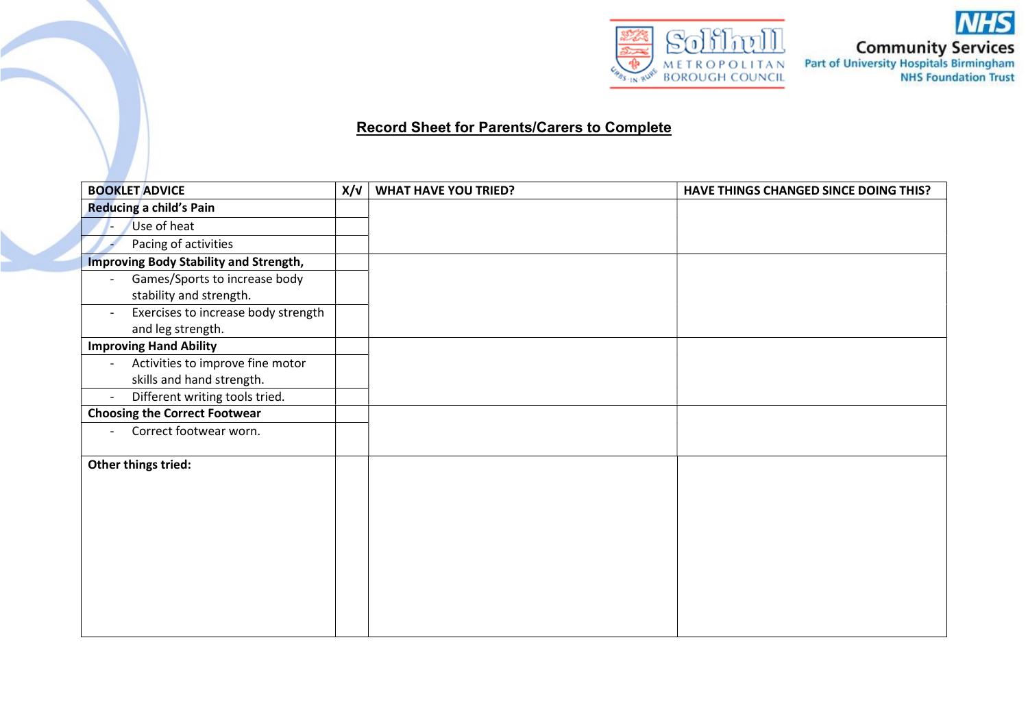Solihull Metropolitan Borough Council

NHS Community Services
Part of University Hospitals Birmingham NHS Foundation Trust

## Record Sheet for Parents/Carers to Complete

| BOOKLET ADVICE | X/√ | WHAT HAVE YOU TRIED? | HAVE THINGS CHANGED SINCE DOING THIS? |
|---|---|---|---|
| **Reducing a child's Pain** | | | |
| - Use of heat | | | |
| - Pacing of activities | | | |
| **Improving Body Stability and Strength,** | | | |
| - Games/Sports to increase body stability and strength. | | | |
| - Exercises to increase body strength and leg strength. | | | |
| **Improving Hand Ability** | | | |
| - Activities to improve fine motor skills and hand strength. | | | |
| - Different writing tools tried. | | | |
| **Choosing the Correct Footwear** | | | |
| - Correct footwear worn. | | | |
| **Other things tried:** | | | |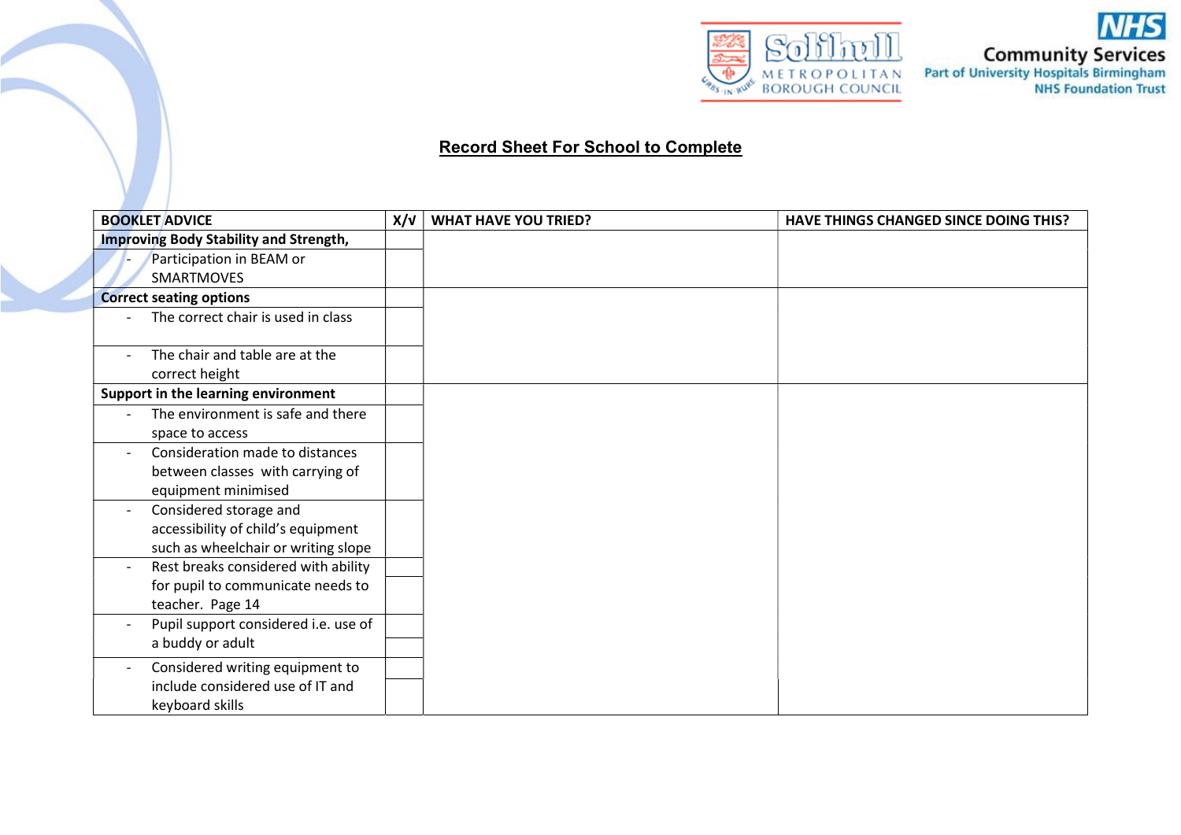## Record Sheet For School to Complete

| BOOKLET ADVICE | X/√ | WHAT HAVE YOU TRIED? | HAVE THINGS CHANGED SINCE DOING THIS? |
|---|---|---|---|
| **Improving Body Stability and Strength,** | | | |
| - Participation in BEAM or SMARTMOVES | | | |
| **Correct seating options** | | | |
| - The correct chair is used in class | | | |
| - The chair and table are at the correct height | | | |
| **Support in the learning environment** | | | |
| - The environment is safe and there space to access | | | |
| - Consideration made to distances between classes with carrying of equipment minimised | | | |
| - Considered storage and accessibility of child's equipment such as wheelchair or writing slope | | | |
| - Rest breaks considered with ability for pupil to communicate needs to teacher. Page 14 | | | |
| - Pupil support considered i.e. use of a buddy or adult | | | |
| - Considered writing equipment to include considered use of IT and keyboard skills | | | |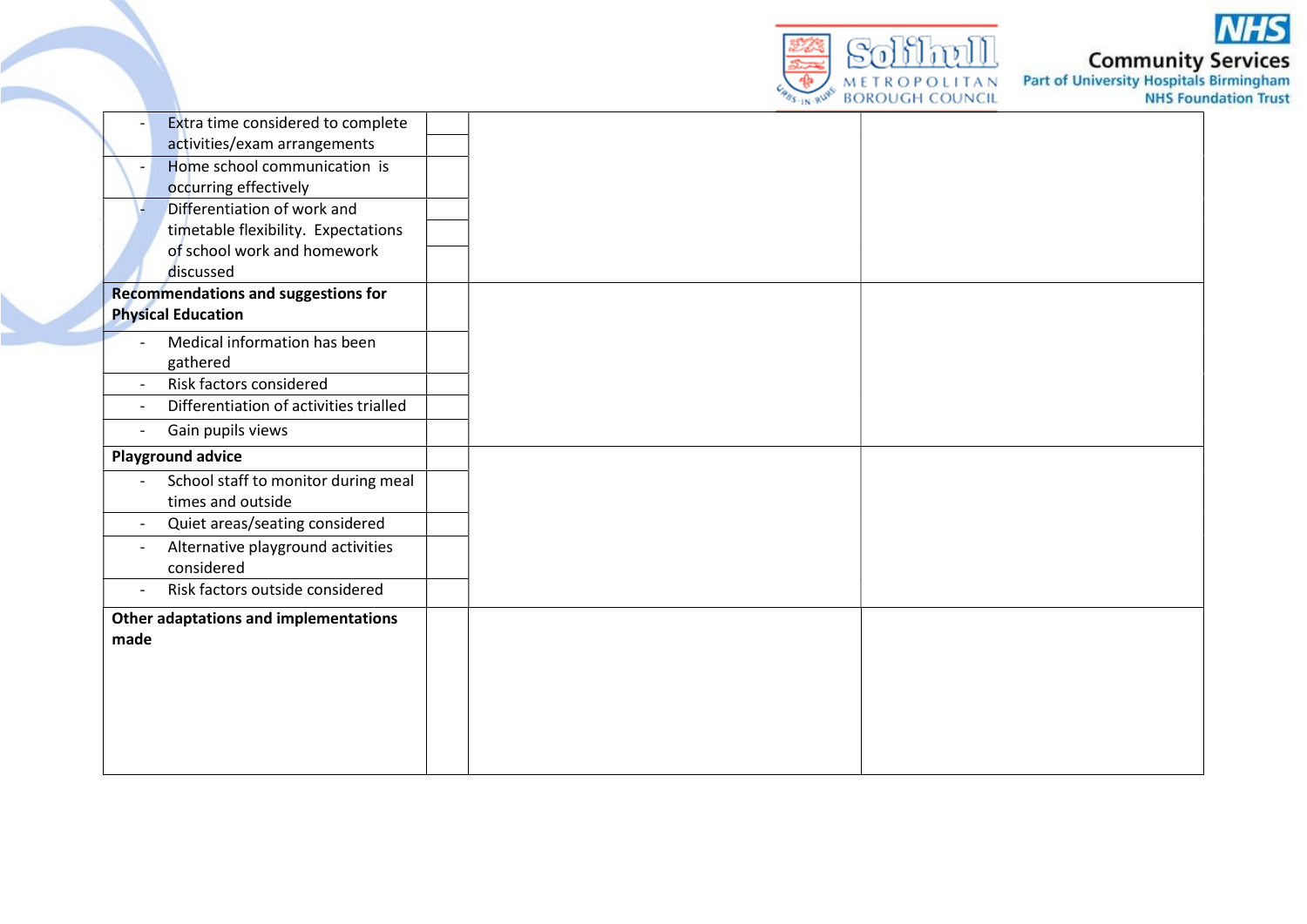| | | | |
|---|---|---|---|
| - Extra time considered to complete activities/exam arrangements | | | |
| - Home school communication is occurring effectively | | | |
| - Differentiation of work and timetable flexibility. Expectations of school work and homework discussed | | | |
| **Recommendations and suggestions for Physical Education** | | | |
| - Medical information has been gathered | | | |
| - Risk factors considered | | | |
| - Differentiation of activities trialled | | | |
| - Gain pupils views | | | |
| **Playground advice** | | | |
| - School staff to monitor during meal times and outside | | | |
| - Quiet areas/seating considered | | | |
| - Alternative playground activities considered | | | |
| - Risk factors outside considered | | | |
| **Other adaptations and implementations made** | | | |